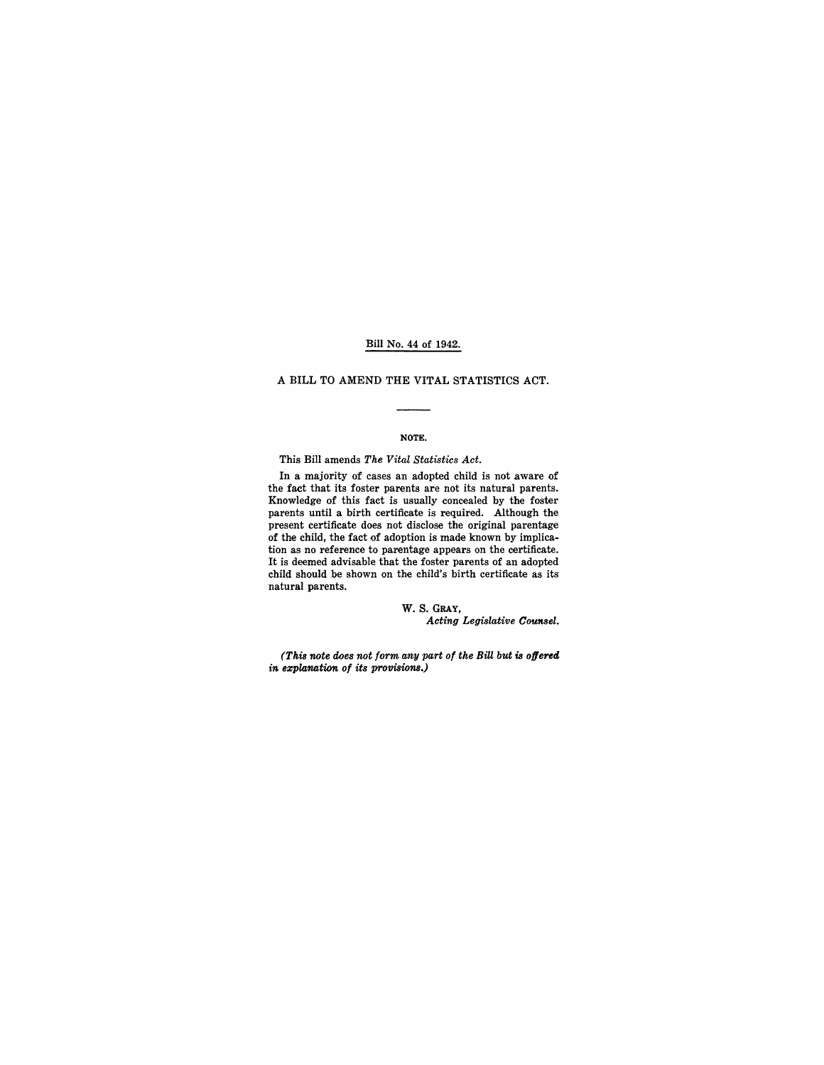Bill No. 44 of 1942.

# A BILL TO AMEND THE VITAL STATISTICS ACT.

---

## NOTE.

This Bill amends *The Vital Statistics Act.*

In a majority of cases an adopted child is not aware of the fact that its foster parents are not its natural parents. Knowledge of this fact is usually concealed by the foster parents until a birth certificate is required. Although the present certificate does not disclose the original parentage of the child, the fact of adoption is made known by implication as no reference to parentage appears on the certificate. It is deemed advisable that the foster parents of an adopted child should be shown on the child's birth certificate as its natural parents.

W. S. GRAY,
*Acting Legislative Counsel.*

***(This note does not form any part of the Bill but is offered in explanation of its provisions.)***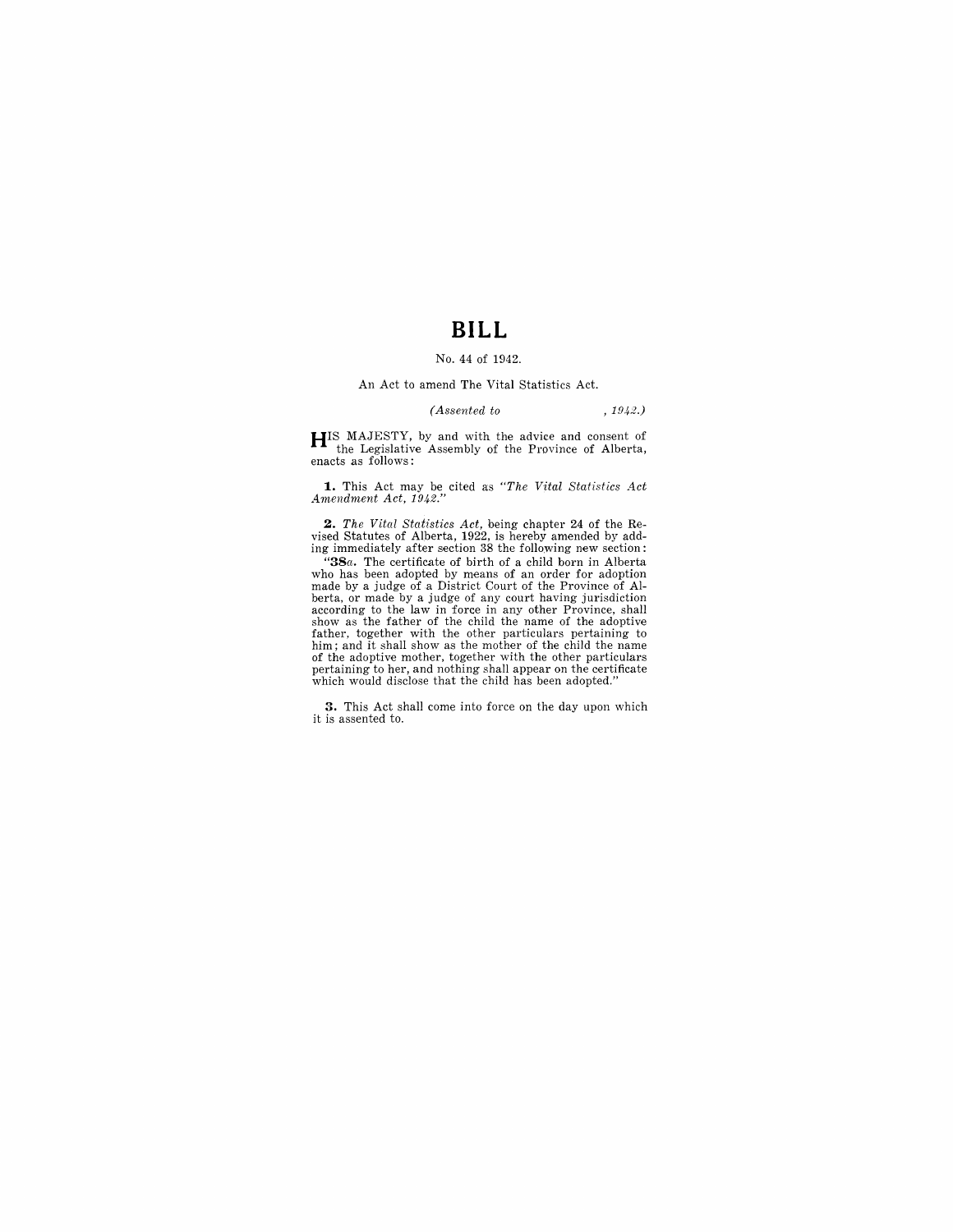# BILL

No. 44 of 1942.

An Act to amend The Vital Statistics Act.

*(Assented to , 1942.)*

HIS MAJESTY, by and with the advice and consent of the Legislative Assembly of the Province of Alberta, enacts as follows:

**1.** This Act may be cited as *"The Vital Statistics Act Amendment Act, 1942."*

**2.** *The Vital Statistics Act*, being chapter 24 of the Revised Statutes of Alberta, 1922, is hereby amended by adding immediately after section 38 the following new section:

"**38***a*. The certificate of birth of a child born in Alberta who has been adopted by means of an order for adoption made by a judge of a District Court of the Province of Alberta, or made by a judge of any court having jurisdiction according to the law in force in any other Province, shall show as the father of the child the name of the adoptive father, together with the other particulars pertaining to him; and it shall show as the mother of the child the name of the adoptive mother, together with the other particulars pertaining to her, and nothing shall appear on the certificate which would disclose that the child has been adopted."

**3.** This Act shall come into force on the day upon which it is assented to.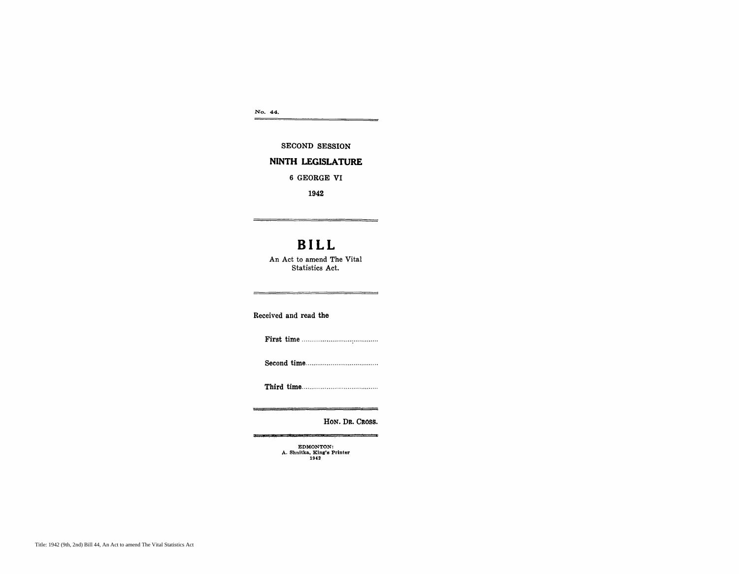No. 44.

SECOND SESSION

NINTH LEGISLATURE

6 GEORGE VI

1942

# BILL

An Act to amend The Vital Statistics Act.

Received and read the

**First time** ........................................

**Second time** ........................................

**Third time** ........................................

HON. DR. CROSS.

EDMONTON:
A. Shnitka, King's Printer
1942

Title: 1942 (9th, 2nd) Bill 44, An Act to amend The Vital Statistics Act